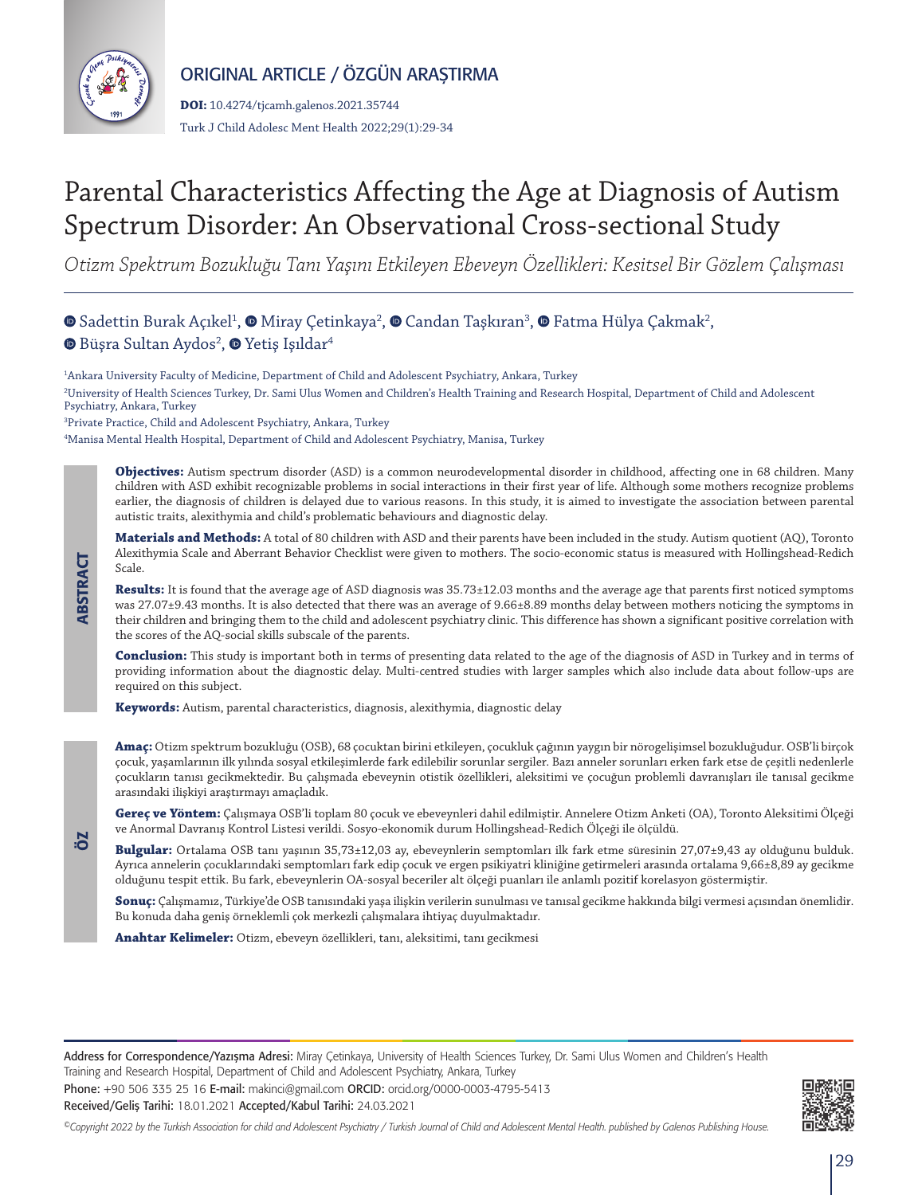ORIGINAL ARTICLE / ÖZGÜN ARAŞTIRMA

**DOI:** 10.4274/tjcamh.galenos.2021.35744

Turk J Child Adolesc Ment Health 2022;29(1):29-34

# Parental Characteristics Affecting the Age at Diagnosis of Autism Spectrum Disorder: An Observational Cross-sectional Study

*Otizm Spektrum Bozukluğu Tanı Yaşını Etkileyen Ebeveyn Özellikleri: Kesitsel Bir Gözlem Çalışması*

Sadettin Burak Açıkel[1], Miray Çetinkaya[2], Candan Taşkıran[3], Fatma Hülya Çakmak[2], Büşra Sultan Aydos[2], Yetiş Işıldar[4]

[1]Ankara University Faculty of Medicine, Department of Child and Adolescent Psychiatry, Ankara, Turkey

[2]University of Health Sciences Turkey, Dr. Sami Ulus Women and Children's Health Training and Research Hospital, Department of Child and Adolescent Psychiatry, Ankara, Turkey

[3]Private Practice, Child and Adolescent Psychiatry, Ankara, Turkey

[4]Manisa Mental Health Hospital, Department of Child and Adolescent Psychiatry, Manisa, Turkey

## ABSTRACT

**Objectives:** Autism spectrum disorder (ASD) is a common neurodevelopmental disorder in childhood, affecting one in 68 children. Many children with ASD exhibit recognizable problems in social interactions in their first year of life. Although some mothers recognize problems earlier, the diagnosis of children is delayed due to various reasons. In this study, it is aimed to investigate the association between parental autistic traits, alexithymia and child's problematic behaviours and diagnostic delay.

**Materials and Methods:** A total of 80 children with ASD and their parents have been included in the study. Autism quotient (AQ), Toronto Alexithymia Scale and Aberrant Behavior Checklist were given to mothers. The socio-economic status is measured with Hollingshead-Redich Scale.

**Results:** It is found that the average age of ASD diagnosis was 35.73±12.03 months and the average age that parents first noticed symptoms was 27.07±9.43 months. It is also detected that there was an average of 9.66±8.89 months delay between mothers noticing the symptoms in their children and bringing them to the child and adolescent psychiatry clinic. This difference has shown a significant positive correlation with the scores of the AQ-social skills subscale of the parents.

**Conclusion:** This study is important both in terms of presenting data related to the age of the diagnosis of ASD in Turkey and in terms of providing information about the diagnostic delay. Multi-centred studies with larger samples which also include data about follow-ups are required on this subject.

**Keywords:** Autism, parental characteristics, diagnosis, alexithymia, diagnostic delay

## ÖZ

**Amaç:** Otizm spektrum bozukluğu (OSB), 68 çocuktan birini etkileyen, çocukluk çağının yaygın bir nörogelişimsel bozukluğudur. OSB'li birçok çocuk, yaşamlarının ilk yılında sosyal etkileşimlerde fark edilebilir sorunlar sergiler. Bazı anneler sorunları erken fark etse de çeşitli nedenlerle çocukların tanısı gecikmektedir. Bu çalışmada ebeveynin otistik özellikleri, aleksitimi ve çocuğun problemli davranışları ile tanısal gecikme arasındaki ilişkiyi araştırmayı amaçladık.

**Gereç ve Yöntem:** Çalışmaya OSB'li toplam 80 çocuk ve ebeveynleri dahil edilmiştir. Annelere Otizm Anketi (OA), Toronto Aleksitimi Ölçeği ve Anormal Davranış Kontrol Listesi verildi. Sosyo-ekonomik durum Hollingshead-Redich Ölçeği ile ölçüldü.

**Bulgular:** Ortalama OSB tanı yaşının 35,73±12,03 ay, ebeveynlerin semptomları ilk fark etme süresinin 27,07±9,43 ay olduğunu bulduk. Ayrıca annelerin çocuklarındaki semptomları fark edip çocuk ve ergen psikiyatri kliniğine getirmeleri arasında ortalama 9,66±8,89 ay gecikme olduğunu tespit ettik. Bu fark, ebeveynlerin OA-sosyal beceriler alt ölçeği puanları ile anlamlı pozitif korelasyon göstermiştir.

**Sonuç:** Çalışmamız, Türkiye'de OSB tanısındaki yaşa ilişkin verilerin sunulması ve tanısal gecikme hakkında bilgi vermesi açısından önemlidir. Bu konuda daha geniş örneklemli çok merkezli çalışmalara ihtiyaç duyulmaktadır.

**Anahtar Kelimeler:** Otizm, ebeveyn özellikleri, tanı, aleksitimi, tanı gecikmesi

Address for Correspondence/Yazışma Adresi: Miray Çetinkaya, University of Health Sciences Turkey, Dr. Sami Ulus Women and Children's Health Training and Research Hospital, Department of Child and Adolescent Psychiatry, Ankara, Turkey

Phone: +90 506 335 25 16 E-mail: makinci@gmail.com ORCID: orcid.org/0000-0003-4795-5413

Received/Geliş Tarihi: 18.01.2021 Accepted/Kabul Tarihi: 24.03.2021

*©Copyright 2022 by the Turkish Association for child and Adolescent Psychiatry / Turkish Journal of Child and Adolescent Mental Health. published by Galenos Publishing House.*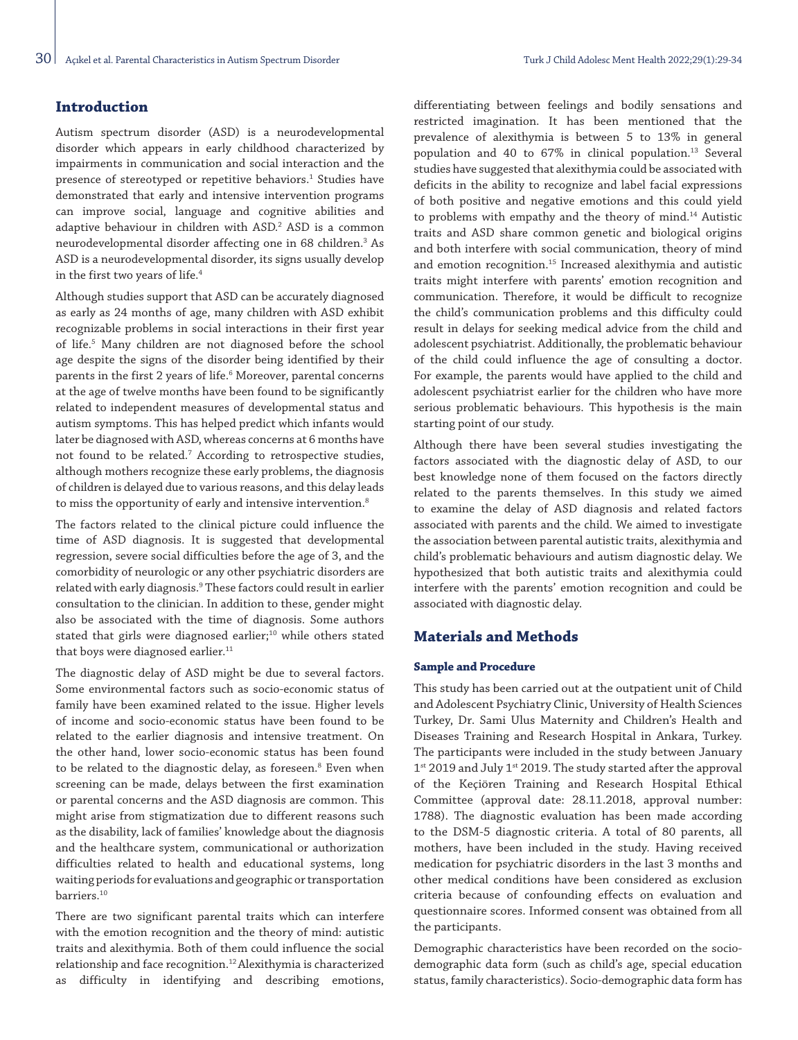## Introduction

Autism spectrum disorder (ASD) is a neurodevelopmental disorder which appears in early childhood characterized by impairments in communication and social interaction and the presence of stereotyped or repetitive behaviors.[1] Studies have demonstrated that early and intensive intervention programs can improve social, language and cognitive abilities and adaptive behaviour in children with ASD.[2] ASD is a common neurodevelopmental disorder affecting one in 68 children.[3] As ASD is a neurodevelopmental disorder, its signs usually develop in the first two years of life.[4]

Although studies support that ASD can be accurately diagnosed as early as 24 months of age, many children with ASD exhibit recognizable problems in social interactions in their first year of life.[5] Many children are not diagnosed before the school age despite the signs of the disorder being identified by their parents in the first 2 years of life.[6] Moreover, parental concerns at the age of twelve months have been found to be significantly related to independent measures of developmental status and autism symptoms. This has helped predict which infants would later be diagnosed with ASD, whereas concerns at 6 months have not found to be related.[7] According to retrospective studies, although mothers recognize these early problems, the diagnosis of children is delayed due to various reasons, and this delay leads to miss the opportunity of early and intensive intervention.[8]

The factors related to the clinical picture could influence the time of ASD diagnosis. It is suggested that developmental regression, severe social difficulties before the age of 3, and the comorbidity of neurologic or any other psychiatric disorders are related with early diagnosis.[9] These factors could result in earlier consultation to the clinician. In addition to these, gender might also be associated with the time of diagnosis. Some authors stated that girls were diagnosed earlier;[10] while others stated that boys were diagnosed earlier.[11]

The diagnostic delay of ASD might be due to several factors. Some environmental factors such as socio-economic status of family have been examined related to the issue. Higher levels of income and socio-economic status have been found to be related to the earlier diagnosis and intensive treatment. On the other hand, lower socio-economic status has been found to be related to the diagnostic delay, as foreseen.[8] Even when screening can be made, delays between the first examination or parental concerns and the ASD diagnosis are common. This might arise from stigmatization due to different reasons such as the disability, lack of families' knowledge about the diagnosis and the healthcare system, communicational or authorization difficulties related to health and educational systems, long waiting periods for evaluations and geographic or transportation barriers.[10]

There are two significant parental traits which can interfere with the emotion recognition and the theory of mind: autistic traits and alexithymia. Both of them could influence the social relationship and face recognition.[12] Alexithymia is characterized as difficulty in identifying and describing emotions, differentiating between feelings and bodily sensations and restricted imagination. It has been mentioned that the prevalence of alexithymia is between 5 to 13% in general population and 40 to 67% in clinical population.[13] Several studies have suggested that alexithymia could be associated with deficits in the ability to recognize and label facial expressions of both positive and negative emotions and this could yield to problems with empathy and the theory of mind.[14] Autistic traits and ASD share common genetic and biological origins and both interfere with social communication, theory of mind and emotion recognition.[15] Increased alexithymia and autistic traits might interfere with parents' emotion recognition and communication. Therefore, it would be difficult to recognize the child's communication problems and this difficulty could result in delays for seeking medical advice from the child and adolescent psychiatrist. Additionally, the problematic behaviour of the child could influence the age of consulting a doctor. For example, the parents would have applied to the child and adolescent psychiatrist earlier for the children who have more serious problematic behaviours. This hypothesis is the main starting point of our study.

Although there have been several studies investigating the factors associated with the diagnostic delay of ASD, to our best knowledge none of them focused on the factors directly related to the parents themselves. In this study we aimed to examine the delay of ASD diagnosis and related factors associated with parents and the child. We aimed to investigate the association between parental autistic traits, alexithymia and child's problematic behaviours and autism diagnostic delay. We hypothesized that both autistic traits and alexithymia could interfere with the parents' emotion recognition and could be associated with diagnostic delay.

## Materials and Methods

### Sample and Procedure

This study has been carried out at the outpatient unit of Child and Adolescent Psychiatry Clinic, University of Health Sciences Turkey, Dr. Sami Ulus Maternity and Children's Health and Diseases Training and Research Hospital in Ankara, Turkey. The participants were included in the study between January 1st 2019 and July 1st 2019. The study started after the approval of the Keçiören Training and Research Hospital Ethical Committee (approval date: 28.11.2018, approval number: 1788). The diagnostic evaluation has been made according to the DSM-5 diagnostic criteria. A total of 80 parents, all mothers, have been included in the study. Having received medication for psychiatric disorders in the last 3 months and other medical conditions have been considered as exclusion criteria because of confounding effects on evaluation and questionnaire scores. Informed consent was obtained from all the participants.

Demographic characteristics have been recorded on the socio-demographic data form (such as child's age, special education status, family characteristics). Socio-demographic data form has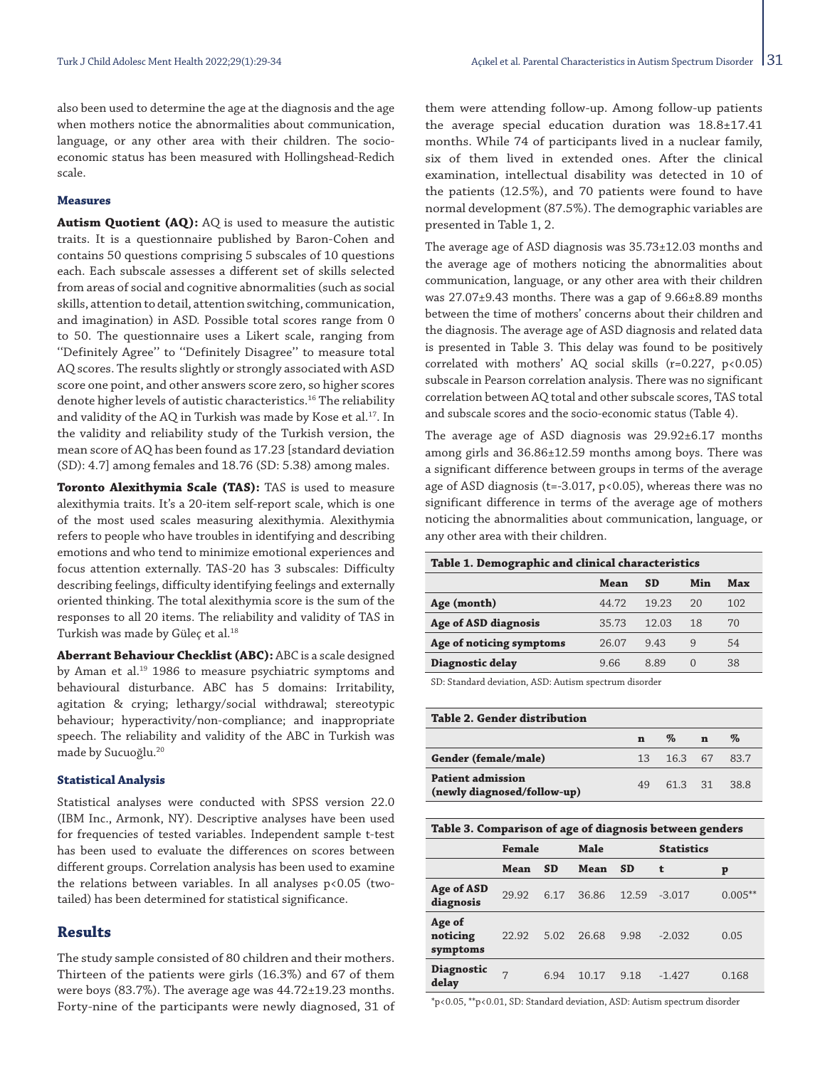also been used to determine the age at the diagnosis and the age when mothers notice the abnormalities about communication, language, or any other area with their children. The socio-economic status has been measured with Hollingshead-Redich scale.

### Measures

**Autism Quotient (AQ):** AQ is used to measure the autistic traits. It is a questionnaire published by Baron-Cohen and contains 50 questions comprising 5 subscales of 10 questions each. Each subscale assesses a different set of skills selected from areas of social and cognitive abnormalities (such as social skills, attention to detail, attention switching, communication, and imagination) in ASD. Possible total scores range from 0 to 50. The questionnaire uses a Likert scale, ranging from ''Definitely Agree'' to ''Definitely Disagree'' to measure total AQ scores. The results slightly or strongly associated with ASD score one point, and other answers score zero, so higher scores denote higher levels of autistic characteristics.[16] The reliability and validity of the AQ in Turkish was made by Kose et al.[17]. In the validity and reliability study of the Turkish version, the mean score of AQ has been found as 17.23 [standard deviation (SD): 4.7] among females and 18.76 (SD: 5.38) among males.

**Toronto Alexithymia Scale (TAS):** TAS is used to measure alexithymia traits. It's a 20-item self-report scale, which is one of the most used scales measuring alexithymia. Alexithymia refers to people who have troubles in identifying and describing emotions and who tend to minimize emotional experiences and focus attention externally. TAS-20 has 3 subscales: Difficulty describing feelings, difficulty identifying feelings and externally oriented thinking. The total alexithymia score is the sum of the responses to all 20 items. The reliability and validity of TAS in Turkish was made by Güleç et al.[18]

**Aberrant Behaviour Checklist (ABC):** ABC is a scale designed by Aman et al.[19] 1986 to measure psychiatric symptoms and behavioural disturbance. ABC has 5 domains: Irritability, agitation & crying; lethargy/social withdrawal; stereotypic behaviour; hyperactivity/non-compliance; and inappropriate speech. The reliability and validity of the ABC in Turkish was made by Sucuoğlu.[20]

### Statistical Analysis

Statistical analyses were conducted with SPSS version 22.0 (IBM Inc., Armonk, NY). Descriptive analyses have been used for frequencies of tested variables. Independent sample t-test has been used to evaluate the differences on scores between different groups. Correlation analysis has been used to examine the relations between variables. In all analyses $p<0.05$ (two-tailed) has been determined for statistical significance.

## Results

The study sample consisted of 80 children and their mothers. Thirteen of the patients were girls (16.3%) and 67 of them were boys (83.7%). The average age was 44.72±19.23 months. Forty-nine of the participants were newly diagnosed, 31 of them were attending follow-up. Among follow-up patients the average special education duration was 18.8±17.41 months. While 74 of participants lived in a nuclear family, six of them lived in extended ones. After the clinical examination, intellectual disability was detected in 10 of the patients (12.5%), and 70 patients were found to have normal development (87.5%). The demographic variables are presented in Table 1, 2.

The average age of ASD diagnosis was 35.73±12.03 months and the average age of mothers noticing the abnormalities about communication, language, or any other area with their children was 27.07±9.43 months. There was a gap of 9.66±8.89 months between the time of mothers' concerns about their children and the diagnosis. The average age of ASD diagnosis and related data is presented in Table 3. This delay was found to be positively correlated with mothers' AQ social skills ($r=0.227$, $p<0.05$) subscale in Pearson correlation analysis. There was no significant correlation between AQ total and other subscale scores, TAS total and subscale scores and the socio-economic status (Table 4).

The average age of ASD diagnosis was 29.92±6.17 months among girls and 36.86±12.59 months among boys. There was a significant difference between groups in terms of the average age of ASD diagnosis ($t=-3.017$, $p<0.05$), whereas there was no significant difference in terms of the average age of mothers noticing the abnormalities about communication, language, or any other area with their children.

**Table 1. Demographic and clinical characteristics**

| | Mean | SD | Min | Max |
|---|---|---|---|---|
| Age (month) | 44.72 | 19.23 | 20 | 102 |
| Age of ASD diagnosis | 35.73 | 12.03 | 18 | 70 |
| Age of noticing symptoms | 26.07 | 9.43 | 9 | 54 |
| Diagnostic delay | 9.66 | 8.89 | 0 | 38 |

SD: Standard deviation, ASD: Autism spectrum disorder

**Table 2. Gender distribution**

| | n | % | n | % |
|---|---|---|---|---|
| Gender (female/male) | 13 | 16.3 | 67 | 83.7 |
| Patient admission (newly diagnosed/follow-up) | 49 | 61.3 | 31 | 38.8 |

**Table 3. Comparison of age of diagnosis between genders**

| | Female | | Male | | Statistics | |
|---|---|---|---|---|---|---|
| | Mean | SD | Mean | SD | t | p |
| Age of ASD diagnosis | 29.92 | 6.17 | 36.86 | 12.59 | -3.017 | 0.005** |
| Age of noticing symptoms | 22.92 | 5.02 | 26.68 | 9.98 | -2.032 | 0.05 |
| Diagnostic delay | 7 | 6.94 | 10.17 | 9.18 | -1.427 | 0.168 |

*$p<0.05$, **$p<0.01$, SD: Standard deviation, ASD: Autism spectrum disorder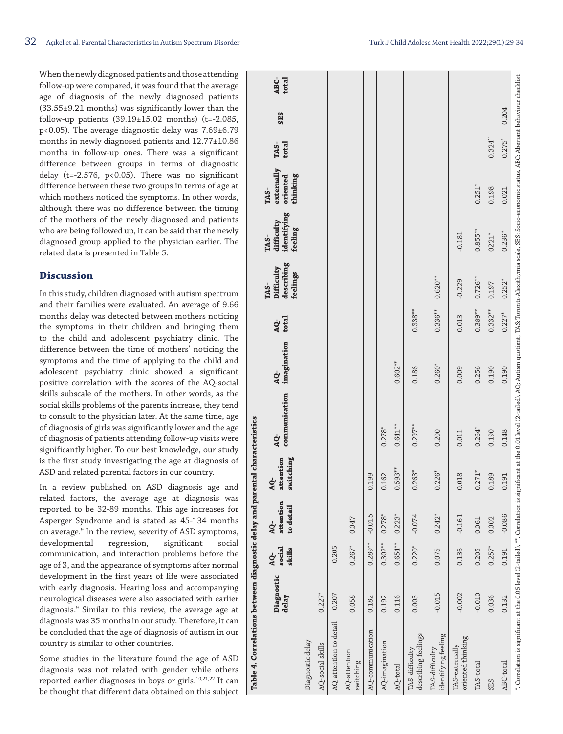When the newly diagnosed patients and those attending follow-up were compared, it was found that the average age of diagnosis of the newly diagnosed patients (33.55±9.21 months) was significantly lower than the follow-up patients (39.19±15.02 months) (t=-2.085, p<0.05). The average diagnostic delay was 7.69±6.79 months in newly diagnosed patients and 12.77±10.86 months in follow-up ones. There was a significant difference between groups in terms of diagnostic delay (t=-2.576, p<0.05). There was no significant difference between these two groups in terms of age at which mothers noticed the symptoms. In other words, although there was no difference between the timing of the mothers of the newly diagnosed and patients who are being followed up, it can be said that the newly diagnosed group applied to the physician earlier. The related data is presented in Table 5.

## Discussion

In this study, children diagnosed with autism spectrum and their families were evaluated. An average of 9.66 months delay was detected between mothers noticing the symptoms in their children and bringing them to the child and adolescent psychiatry clinic. The difference between the time of mothers' noticing the symptoms and the time of applying to the child and adolescent psychiatry clinic showed a significant positive correlation with the scores of the AQ-social skills subscale of the mothers. In other words, as the social skills problems of the parents increase, they tend to consult to the physician later. At the same time, age of diagnosis of girls was significantly lower and the age of diagnosis of patients attending follow-up visits were significantly higher. To our best knowledge, our study is the first study investigating the age at diagnosis of ASD and related parental factors in our country.

In a review published on ASD diagnosis age and related factors, the average age at diagnosis was reported to be 32-89 months. This age increases for Asperger Syndrome and is stated as 45-134 months on average.[9] In the review, severity of ASD symptoms, developmental regression, significant social communication, and interaction problems before the age of 3, and the appearance of symptoms after normal development in the first years of life were associated with early diagnosis. Hearing loss and accompanying neurological diseases were also associated with earlier diagnosis.[9] Similar to this review, the average age at diagnosis was 35 months in our study. Therefore, it can be concluded that the age of diagnosis of autism in our country is similar to other countries.

Some studies in the literature found the age of ASD diagnosis was not related with gender while others reported earlier diagnoses in boys or girls.[10,21,22] It can be thought that different data obtained on this subject

**Table 4. Correlations between diagnostic delay and parental characteristics**

| | Diagnostic delay | AQ-social skills | AQ-attention to detail | AQ-attention switching | AQ-communication | AQ-imagination | AQ-total | TAS-Difficulty describing feelings | TAS-difficulty identifying feeling | TAS-externally oriented thinking | TAS-total | SES | ABC-total |
|---|---|---|---|---|---|---|---|---|---|---|---|---|---|
| Diagnostic delay | | | | | | | | | | | | | |
| AQ-social skills | 0.227* | | | | | | | | | | | | |
| AQ-attention to detail | -0.207 | -0.205 | | | | | | | | | | | |
| AQ-attention switching | 0.058 | 0.267* | 0.047 | | | | | | | | | | |
| AQ-communication | 0.182 | 0.289** | -0.015 | 0.199 | | | | | | | | | |
| AQ-imagination | 0.192 | 0.302** | 0.278* | 0.162 | 0.278* | | | | | | | | |
| AQ-total | 0.116 | 0.654** | 0.223* | 0.593** | 0.641** | 0.602** | | | | | | | |
| TAS-difficulty describing feelings | 0.003 | 0.220* | -0.074 | 0.263* | 0.297** | 0.186 | 0.338** | | | | | | |
| TAS-difficulty identifying feeling | -0.015 | 0.075 | 0.242* | 0.226* | 0.200 | 0.260* | 0.336** | 0.620** | | | | | |
| TAS-externally oriented thinking | -0.002 | 0.136 | -0.161 | 0.018 | 0.011 | 0.009 | 0.013 | -0.229 | -0.181 | | | | |
| TAS-total | -0.010 | 0.205 | 0.061 | 0.271* | 0.264* | 0.256 | 0.389** | 0.726** | 0.855** | 0.251* | | | |
| SES | 0.036 | 0.257* | 0.002 | 0.189 | 0.190 | 0.190 | 0.332** | 0.197 | 0221* | 0.198 | 0.324** | | |
| ABC-total | 0.132 | 0.191 | -0.086 | 0.191 | 0.148 | 0.190 | 0.227* | 0.252* | 0.236* | 0.021 | 0.275* | 0.204 | |

*. Correlation is significant at the 0.05 level (2-tailed), **. Correlation is significant at the 0.01 level (2-tailed), AQ: Autism quotient, TAS: Toronto Alexithymia scale, SES: Socio-economic status, ABC: Aberrant behaviour checklist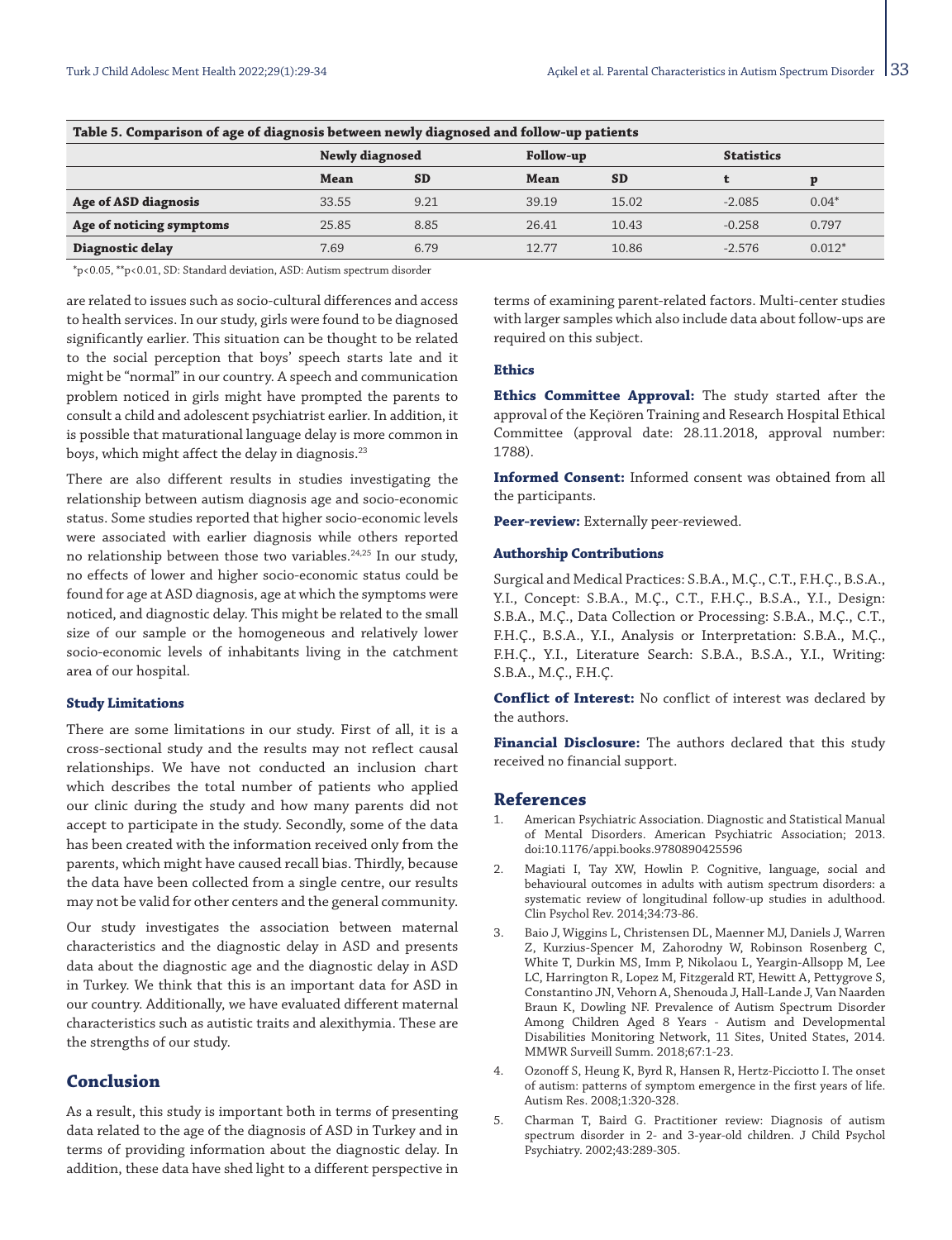**Table 5. Comparison of age of diagnosis between newly diagnosed and follow-up patients**

| | Newly diagnosed | | Follow-up | | Statistics | |
|---|---|---|---|---|---|---|
| | Mean | SD | Mean | SD | t | p |
| **Age of ASD diagnosis** | 33.55 | 9.21 | 39.19 | 15.02 | -2.085 | 0.04* |
| **Age of noticing symptoms** | 25.85 | 8.85 | 26.41 | 10.43 | -0.258 | 0.797 |
| **Diagnostic delay** | 7.69 | 6.79 | 12.77 | 10.86 | -2.576 | 0.012* |

*p<0.05, **p<0.01, SD: Standard deviation, ASD: Autism spectrum disorder

are related to issues such as socio-cultural differences and access to health services. In our study, girls were found to be diagnosed significantly earlier. This situation can be thought to be related to the social perception that boys' speech starts late and it might be "normal" in our country. A speech and communication problem noticed in girls might have prompted the parents to consult a child and adolescent psychiatrist earlier. In addition, it is possible that maturational language delay is more common in boys, which might affect the delay in diagnosis.[23]

There are also different results in studies investigating the relationship between autism diagnosis age and socio-economic status. Some studies reported that higher socio-economic levels were associated with earlier diagnosis while others reported no relationship between those two variables.[24,25] In our study, no effects of lower and higher socio-economic status could be found for age at ASD diagnosis, age at which the symptoms were noticed, and diagnostic delay. This might be related to the small size of our sample or the homogeneous and relatively lower socio-economic levels of inhabitants living in the catchment area of our hospital.

### Study Limitations

There are some limitations in our study. First of all, it is a cross-sectional study and the results may not reflect causal relationships. We have not conducted an inclusion chart which describes the total number of patients who applied our clinic during the study and how many parents did not accept to participate in the study. Secondly, some of the data has been created with the information received only from the parents, which might have caused recall bias. Thirdly, because the data have been collected from a single centre, our results may not be valid for other centers and the general community.

Our study investigates the association between maternal characteristics and the diagnostic delay in ASD and presents data about the diagnostic age and the diagnostic delay in ASD in Turkey. We think that this is an important data for ASD in our country. Additionally, we have evaluated different maternal characteristics such as autistic traits and alexithymia. These are the strengths of our study.

## Conclusion

As a result, this study is important both in terms of presenting data related to the age of the diagnosis of ASD in Turkey and in terms of providing information about the diagnostic delay. In addition, these data have shed light to a different perspective in terms of examining parent-related factors. Multi-center studies with larger samples which also include data about follow-ups are required on this subject.

### Ethics

**Ethics Committee Approval:** The study started after the approval of the Keçiören Training and Research Hospital Ethical Committee (approval date: 28.11.2018, approval number: 1788).

**Informed Consent:** Informed consent was obtained from all the participants.

**Peer-review:** Externally peer-reviewed.

### Authorship Contributions

Surgical and Medical Practices: S.B.A., M.Ç., C.T., F.H.Ç., B.S.A., Y.I., Concept: S.B.A., M.Ç., C.T., F.H.Ç., B.S.A., Y.I., Design: S.B.A., M.Ç., Data Collection or Processing: S.B.A., M.Ç., C.T., F.H.Ç., B.S.A., Y.I., Analysis or Interpretation: S.B.A., M.Ç., F.H.Ç., Y.I., Literature Search: S.B.A., B.S.A., Y.I., Writing: S.B.A., M.Ç., F.H.Ç.

**Conflict of Interest:** No conflict of interest was declared by the authors.

**Financial Disclosure:** The authors declared that this study received no financial support.

## References

1. American Psychiatric Association. Diagnostic and Statistical Manual of Mental Disorders. American Psychiatric Association; 2013. doi:10.1176/appi.books.9780890425596
2. Magiati I, Tay XW, Howlin P. Cognitive, language, social and behavioural outcomes in adults with autism spectrum disorders: a systematic review of longitudinal follow-up studies in adulthood. Clin Psychol Rev. 2014;34:73-86.
3. Baio J, Wiggins L, Christensen DL, Maenner MJ, Daniels J, Warren Z, Kurzius-Spencer M, Zahorodny W, Robinson Rosenberg C, White T, Durkin MS, Imm P, Nikolaou L, Yeargin-Allsopp M, Lee LC, Harrington R, Lopez M, Fitzgerald RT, Hewitt A, Pettygrove S, Constantino JN, Vehorn A, Shenouda J, Hall-Lande J, Van Naarden Braun K, Dowling NF. Prevalence of Autism Spectrum Disorder Among Children Aged 8 Years - Autism and Developmental Disabilities Monitoring Network, 11 Sites, United States, 2014. MMWR Surveill Summ. 2018;67:1-23.
4. Ozonoff S, Heung K, Byrd R, Hansen R, Hertz-Picciotto I. The onset of autism: patterns of symptom emergence in the first years of life. Autism Res. 2008;1:320-328.
5. Charman T, Baird G. Practitioner review: Diagnosis of autism spectrum disorder in 2- and 3-year-old children. J Child Psychol Psychiatry. 2002;43:289-305.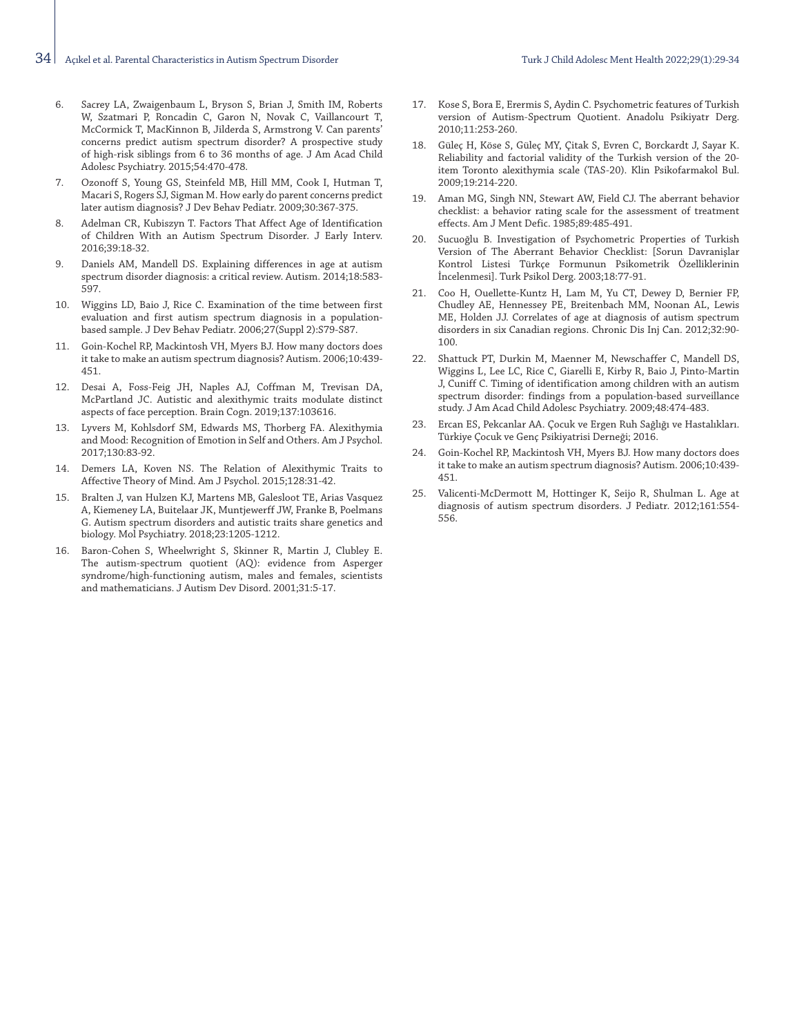6. Sacrey LA, Zwaigenbaum L, Bryson S, Brian J, Smith IM, Roberts W, Szatmari P, Roncadin C, Garon N, Novak C, Vaillancourt T, McCormick T, MacKinnon B, Jilderda S, Armstrong V. Can parents' concerns predict autism spectrum disorder? A prospective study of high-risk siblings from 6 to 36 months of age. J Am Acad Child Adolesc Psychiatry. 2015;54:470-478.
7. Ozonoff S, Young GS, Steinfeld MB, Hill MM, Cook I, Hutman T, Macari S, Rogers SJ, Sigman M. How early do parent concerns predict later autism diagnosis? J Dev Behav Pediatr. 2009;30:367-375.
8. Adelman CR, Kubiszyn T. Factors That Affect Age of Identification of Children With an Autism Spectrum Disorder. J Early Interv. 2016;39:18-32.
9. Daniels AM, Mandell DS. Explaining differences in age at autism spectrum disorder diagnosis: a critical review. Autism. 2014;18:583-597.
10. Wiggins LD, Baio J, Rice C. Examination of the time between first evaluation and first autism spectrum diagnosis in a population-based sample. J Dev Behav Pediatr. 2006;27(Suppl 2):S79-S87.
11. Goin-Kochel RP, Mackintosh VH, Myers BJ. How many doctors does it take to make an autism spectrum diagnosis? Autism. 2006;10:439-451.
12. Desai A, Foss-Feig JH, Naples AJ, Coffman M, Trevisan DA, McPartland JC. Autistic and alexithymic traits modulate distinct aspects of face perception. Brain Cogn. 2019;137:103616.
13. Lyvers M, Kohlsdorf SM, Edwards MS, Thorberg FA. Alexithymia and Mood: Recognition of Emotion in Self and Others. Am J Psychol. 2017;130:83-92.
14. Demers LA, Koven NS. The Relation of Alexithymic Traits to Affective Theory of Mind. Am J Psychol. 2015;128:31-42.
15. Bralten J, van Hulzen KJ, Martens MB, Galesloot TE, Arias Vasquez A, Kiemeney LA, Buitelaar JK, Muntjewerff JW, Franke B, Poelmans G. Autism spectrum disorders and autistic traits share genetics and biology. Mol Psychiatry. 2018;23:1205-1212.
16. Baron-Cohen S, Wheelwright S, Skinner R, Martin J, Clubley E. The autism-spectrum quotient (AQ): evidence from Asperger syndrome/high-functioning autism, males and females, scientists and mathematicians. J Autism Dev Disord. 2001;31:5-17.
17. Kose S, Bora E, Erermis S, Aydin C. Psychometric features of Turkish version of Autism-Spectrum Quotient. Anadolu Psikiyatr Derg. 2010;11:253-260.
18. Güleç H, Köse S, Güleç MY, Çitak S, Evren C, Borckardt J, Sayar K. Reliability and factorial validity of the Turkish version of the 20-item Toronto alexithymia scale (TAS-20). Klin Psikofarmakol Bul. 2009;19:214-220.
19. Aman MG, Singh NN, Stewart AW, Field CJ. The aberrant behavior checklist: a behavior rating scale for the assessment of treatment effects. Am J Ment Defic. 1985;89:485-491.
20. Sucuoğlu B. Investigation of Psychometric Properties of Turkish Version of The Aberrant Behavior Checklist: [Sorun Davranışlar Kontrol Listesi Türkçe Formunun Psikometrik Özelliklerinin İncelenmesi]. Turk Psikol Derg. 2003;18:77-91.
21. Coo H, Ouellette-Kuntz H, Lam M, Yu CT, Dewey D, Bernier FP, Chudley AE, Hennessey PE, Breitenbach MM, Noonan AL, Lewis ME, Holden JJ. Correlates of age at diagnosis of autism spectrum disorders in six Canadian regions. Chronic Dis Inj Can. 2012;32:90-100.
22. Shattuck PT, Durkin M, Maenner M, Newschaffer C, Mandell DS, Wiggins L, Lee LC, Rice C, Giarelli E, Kirby R, Baio J, Pinto-Martin J, Cuniff C. Timing of identification among children with an autism spectrum disorder: findings from a population-based surveillance study. J Am Acad Child Adolesc Psychiatry. 2009;48:474-483.
23. Ercan ES, Pekcanlar AA. Çocuk ve Ergen Ruh Sağlığı ve Hastalıkları. Türkiye Çocuk ve Genç Psikiyatrisi Derneği; 2016.
24. Goin-Kochel RP, Mackintosh VH, Myers BJ. How many doctors does it take to make an autism spectrum diagnosis? Autism. 2006;10:439-451.
25. Valicenti-McDermott M, Hottinger K, Seijo R, Shulman L. Age at diagnosis of autism spectrum disorders. J Pediatr. 2012;161:554-556.